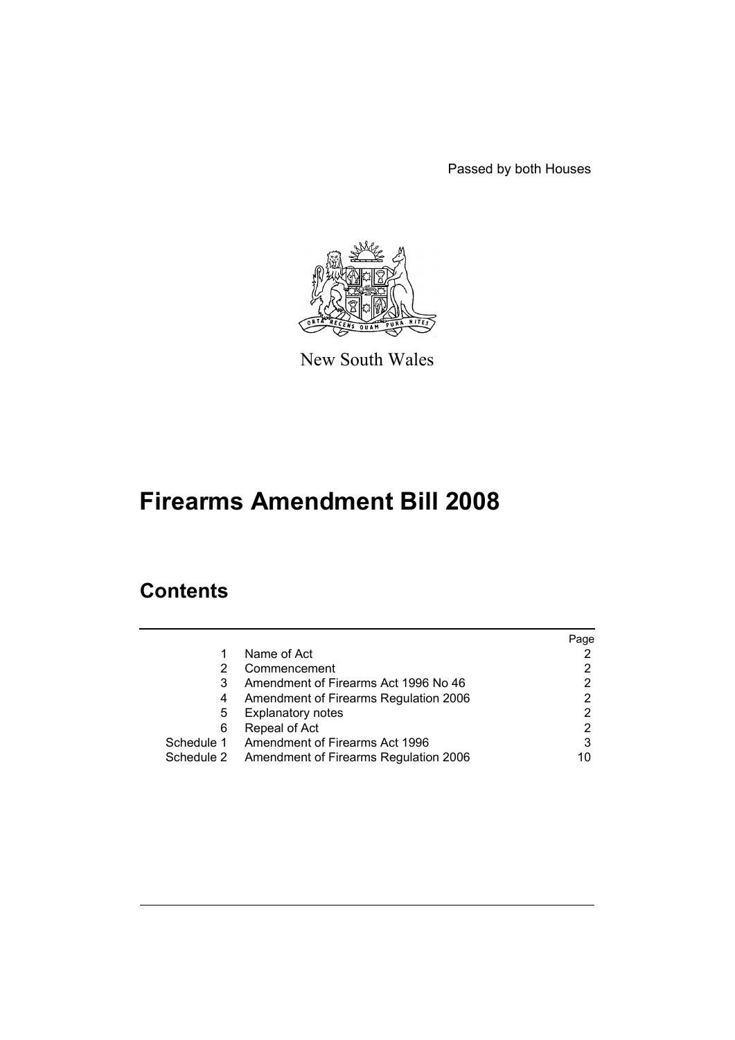Passed by both Houses

New South Wales

# Firearms Amendment Bill 2008

## Contents

| | | Page |
|---|---|---|
| 1 | Name of Act | 2 |
| 2 | Commencement | 2 |
| 3 | Amendment of Firearms Act 1996 No 46 | 2 |
| 4 | Amendment of Firearms Regulation 2006 | 2 |
| 5 | Explanatory notes | 2 |
| 6 | Repeal of Act | 2 |
| Schedule 1 | Amendment of Firearms Act 1996 | 3 |
| Schedule 2 | Amendment of Firearms Regulation 2006 | 10 |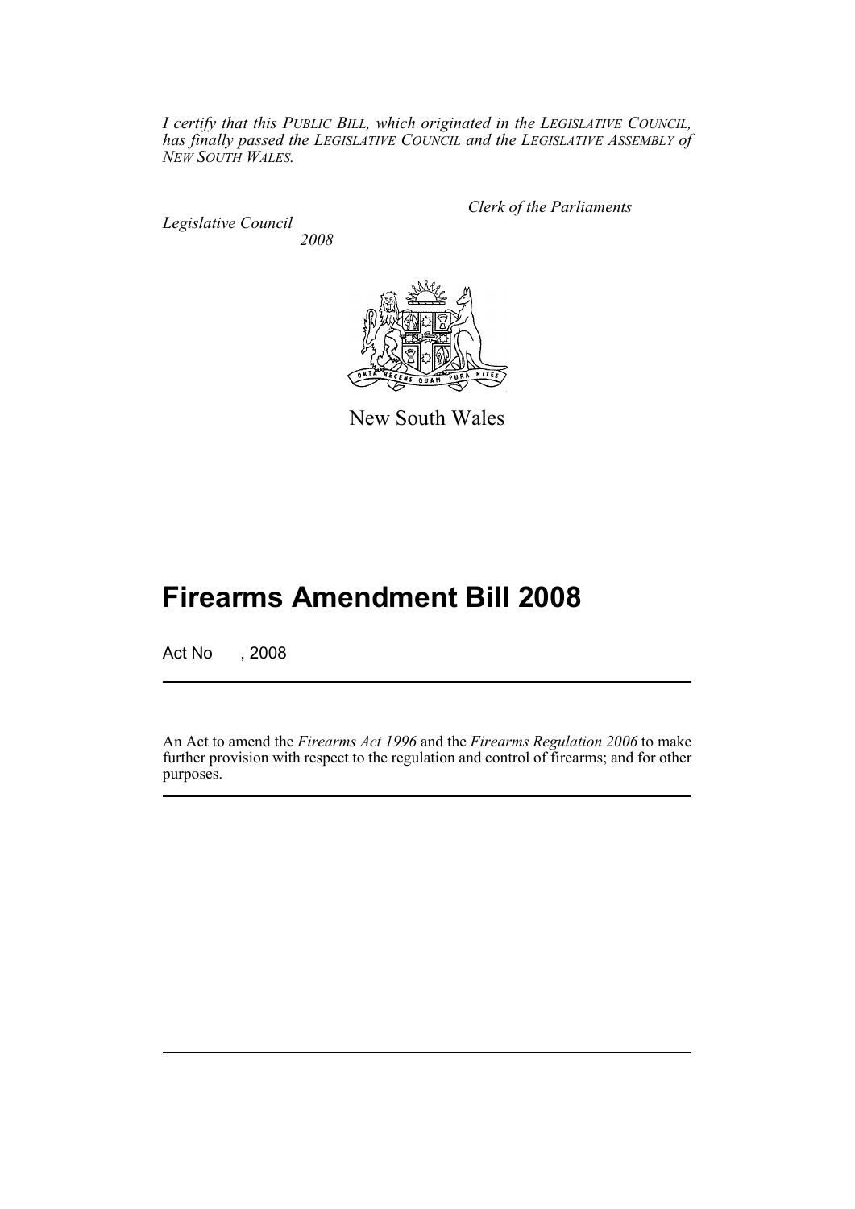*I certify that this PUBLIC BILL, which originated in the LEGISLATIVE COUNCIL, has finally passed the LEGISLATIVE COUNCIL and the LEGISLATIVE ASSEMBLY of NEW SOUTH WALES.*

*Clerk of the Parliaments*

*Legislative Council*

*2008*

New South Wales

# Firearms Amendment Bill 2008

Act No , 2008

An Act to amend the *Firearms Act 1996* and the *Firearms Regulation 2006* to make further provision with respect to the regulation and control of firearms; and for other purposes.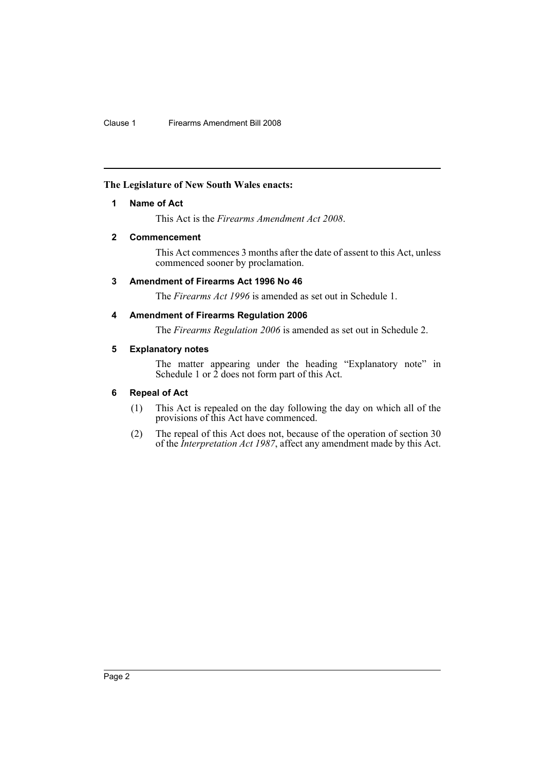**The Legislature of New South Wales enacts:**

## 1 Name of Act

This Act is the *Firearms Amendment Act 2008*.

## 2 Commencement

This Act commences 3 months after the date of assent to this Act, unless commenced sooner by proclamation.

## 3 Amendment of Firearms Act 1996 No 46

The *Firearms Act 1996* is amended as set out in Schedule 1.

## 4 Amendment of Firearms Regulation 2006

The *Firearms Regulation 2006* is amended as set out in Schedule 2.

## 5 Explanatory notes

The matter appearing under the heading "Explanatory note" in Schedule 1 or 2 does not form part of this Act.

## 6 Repeal of Act

(1) This Act is repealed on the day following the day on which all of the provisions of this Act have commenced.

(2) The repeal of this Act does not, because of the operation of section 30 of the *Interpretation Act 1987*, affect any amendment made by this Act.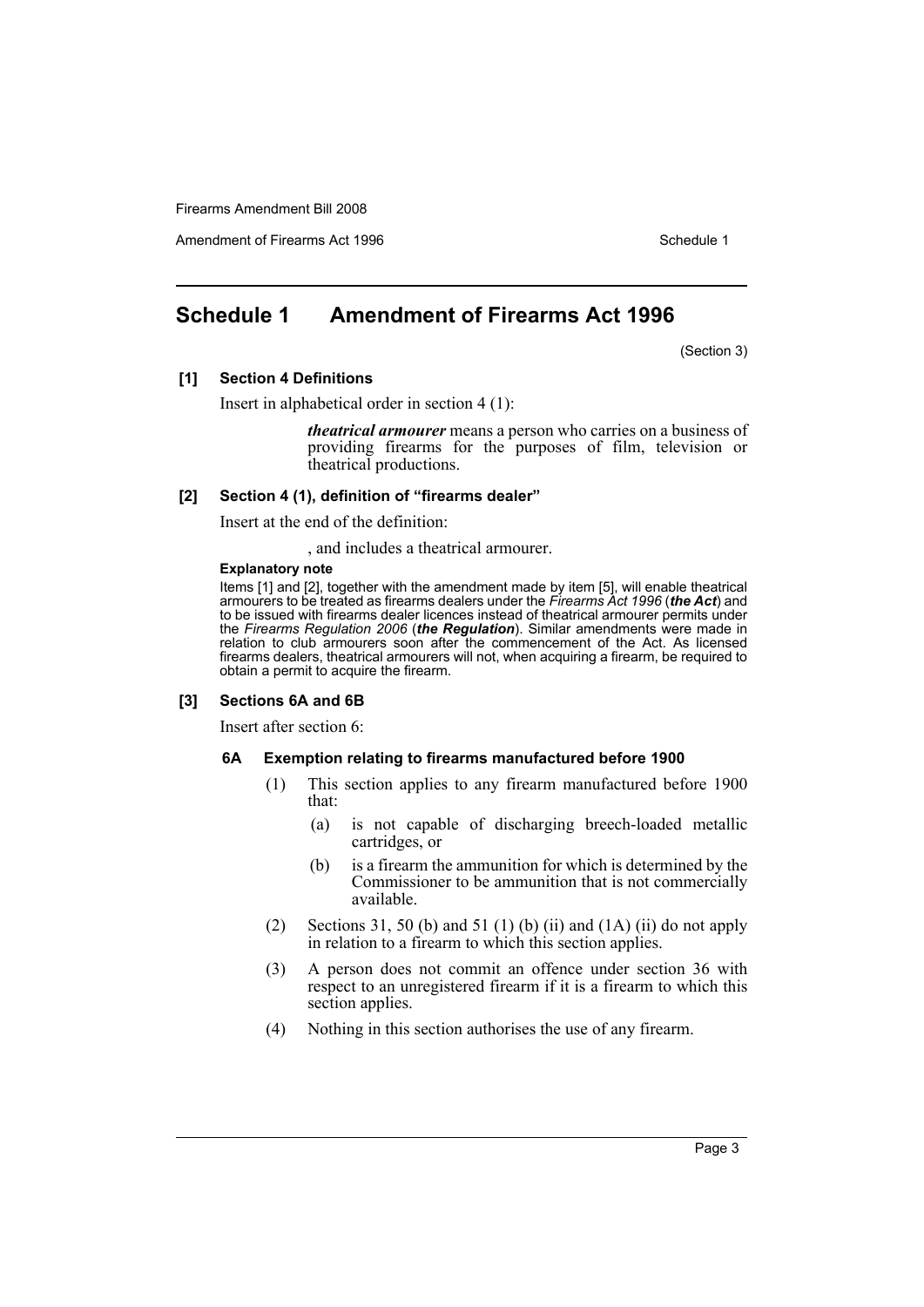## Schedule 1 Amendment of Firearms Act 1996

(Section 3)

**[1] Section 4 Definitions**

Insert in alphabetical order in section 4 (1):

> ***theatrical armourer*** means a person who carries on a business of providing firearms for the purposes of film, television or theatrical productions.

**[2] Section 4 (1), definition of "firearms dealer"**

Insert at the end of the definition:

> , and includes a theatrical armourer.

**Explanatory note**

Items [1] and [2], together with the amendment made by item [5], will enable theatrical armourers to be treated as firearms dealers under the *Firearms Act 1996* (***the Act***) and to be issued with firearms dealer licences instead of theatrical armourer permits under the *Firearms Regulation 2006* (***the Regulation***). Similar amendments were made in relation to club armourers soon after the commencement of the Act. As licensed firearms dealers, theatrical armourers will not, when acquiring a firearm, be required to obtain a permit to acquire the firearm.

**[3] Sections 6A and 6B**

Insert after section 6:

**6A Exemption relating to firearms manufactured before 1900**

(1) This section applies to any firearm manufactured before 1900 that:

(a) is not capable of discharging breech-loaded metallic cartridges, or

(b) is a firearm the ammunition for which is determined by the Commissioner to be ammunition that is not commercially available.

(2) Sections 31, 50 (b) and 51 (1) (b) (ii) and (1A) (ii) do not apply in relation to a firearm to which this section applies.

(3) A person does not commit an offence under section 36 with respect to an unregistered firearm if it is a firearm to which this section applies.

(4) Nothing in this section authorises the use of any firearm.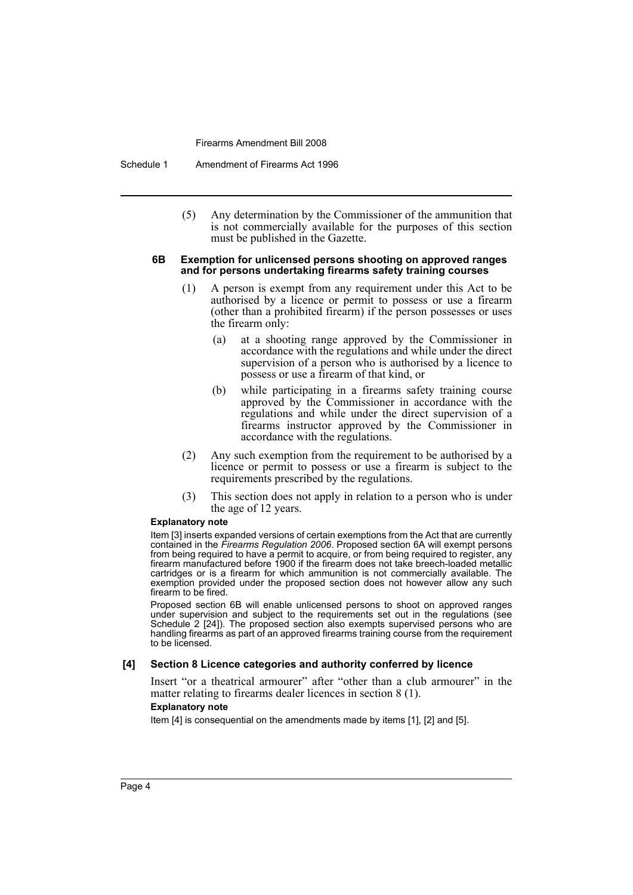(5) Any determination by the Commissioner of the ammunition that is not commercially available for the purposes of this section must be published in the Gazette.

#### 6B Exemption for unlicensed persons shooting on approved ranges and for persons undertaking firearms safety training courses

(1) A person is exempt from any requirement under this Act to be authorised by a licence or permit to possess or use a firearm (other than a prohibited firearm) if the person possesses or uses the firearm only:

(a) at a shooting range approved by the Commissioner in accordance with the regulations and while under the direct supervision of a person who is authorised by a licence to possess or use a firearm of that kind, or

(b) while participating in a firearms safety training course approved by the Commissioner in accordance with the regulations and while under the direct supervision of a firearms instructor approved by the Commissioner in accordance with the regulations.

(2) Any such exemption from the requirement to be authorised by a licence or permit to possess or use a firearm is subject to the requirements prescribed by the regulations.

(3) This section does not apply in relation to a person who is under the age of 12 years.

**Explanatory note**

Item [3] inserts expanded versions of certain exemptions from the Act that are currently contained in the *Firearms Regulation 2006*. Proposed section 6A will exempt persons from being required to have a permit to acquire, or from being required to register, any firearm manufactured before 1900 if the firearm does not take breech-loaded metallic cartridges or is a firearm for which ammunition is not commercially available. The exemption provided under the proposed section does not however allow any such firearm to be fired.

Proposed section 6B will enable unlicensed persons to shoot on approved ranges under supervision and subject to the requirements set out in the regulations (see Schedule 2 [24]). The proposed section also exempts supervised persons who are handling firearms as part of an approved firearms training course from the requirement to be licensed.

### [4] Section 8 Licence categories and authority conferred by licence

Insert "or a theatrical armourer" after "other than a club armourer" in the matter relating to firearms dealer licences in section 8 (1).

**Explanatory note**

Item [4] is consequential on the amendments made by items [1], [2] and [5].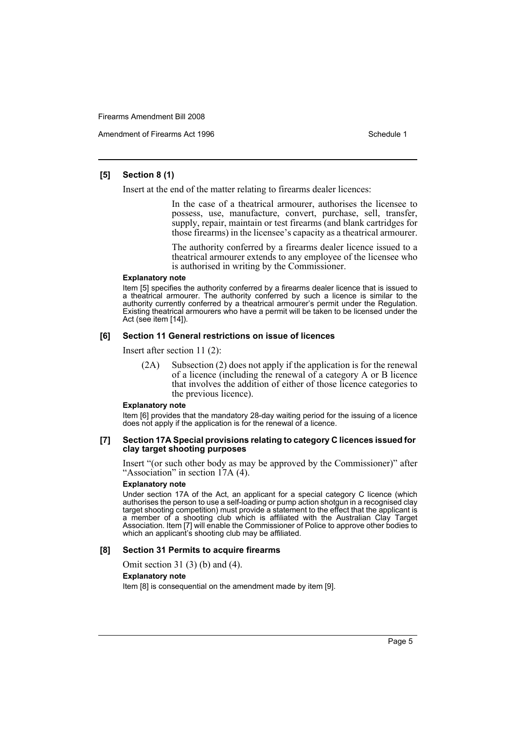### [5] Section 8 (1)

Insert at the end of the matter relating to firearms dealer licences:

> In the case of a theatrical armourer, authorises the licensee to possess, use, manufacture, convert, purchase, sell, transfer, supply, repair, maintain or test firearms (and blank cartridges for those firearms) in the licensee's capacity as a theatrical armourer.
>
> The authority conferred by a firearms dealer licence issued to a theatrical armourer extends to any employee of the licensee who is authorised in writing by the Commissioner.

**Explanatory note**

Item [5] specifies the authority conferred by a firearms dealer licence that is issued to a theatrical armourer. The authority conferred by such a licence is similar to the authority currently conferred by a theatrical armourer's permit under the Regulation. Existing theatrical armourers who have a permit will be taken to be licensed under the Act (see item [14]).

### [6] Section 11 General restrictions on issue of licences

Insert after section 11 (2):

> (2A) Subsection (2) does not apply if the application is for the renewal of a licence (including the renewal of a category A or B licence that involves the addition of either of those licence categories to the previous licence).

**Explanatory note**

Item [6] provides that the mandatory 28-day waiting period for the issuing of a licence does not apply if the application is for the renewal of a licence.

### [7] Section 17A Special provisions relating to category C licences issued for clay target shooting purposes

Insert "(or such other body as may be approved by the Commissioner)" after "Association" in section 17A (4).

**Explanatory note**

Under section 17A of the Act, an applicant for a special category C licence (which authorises the person to use a self-loading or pump action shotgun in a recognised clay target shooting competition) must provide a statement to the effect that the applicant is a member of a shooting club which is affiliated with the Australian Clay Target Association. Item [7] will enable the Commissioner of Police to approve other bodies to which an applicant's shooting club may be affiliated.

### [8] Section 31 Permits to acquire firearms

Omit section 31 (3) (b) and (4).

**Explanatory note**

Item [8] is consequential on the amendment made by item [9].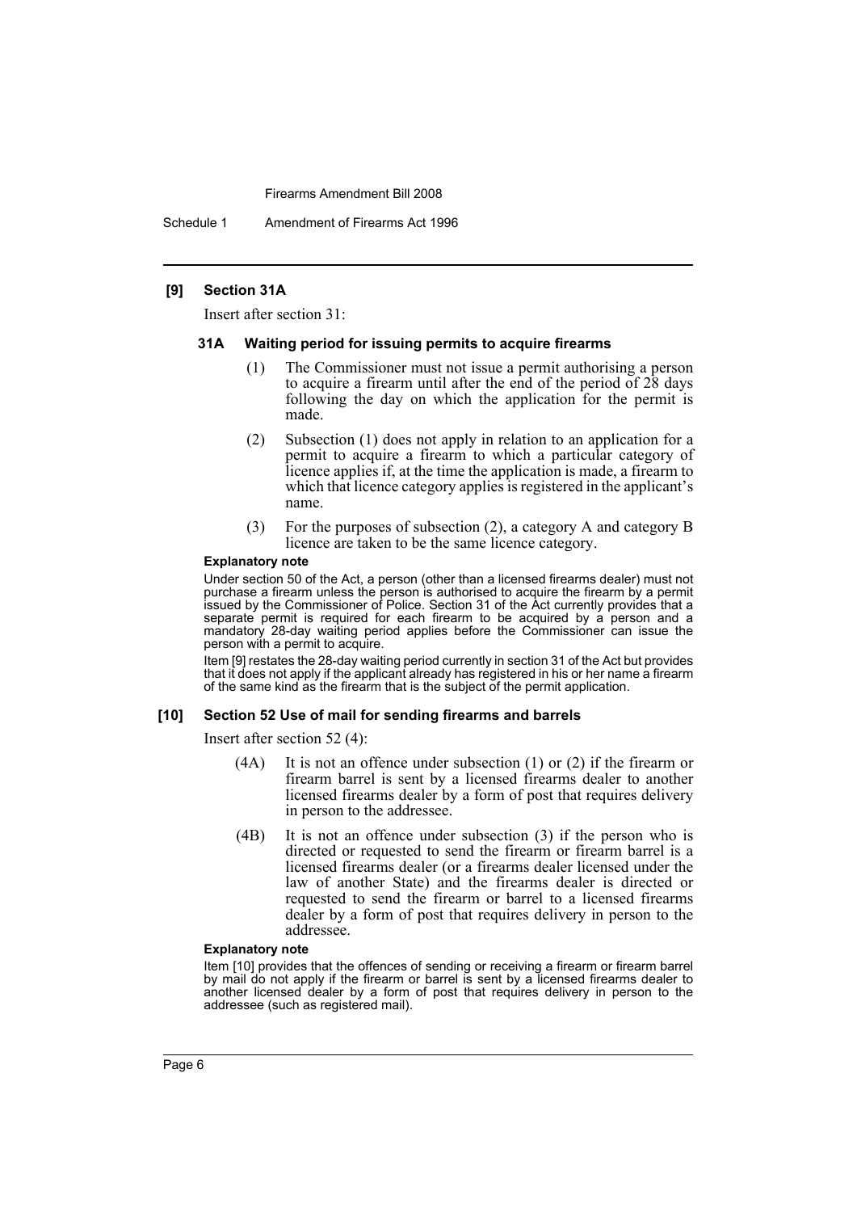### [9] Section 31A

Insert after section 31:

#### 31A Waiting period for issuing permits to acquire firearms

(1) The Commissioner must not issue a permit authorising a person to acquire a firearm until after the end of the period of 28 days following the day on which the application for the permit is made.

(2) Subsection (1) does not apply in relation to an application for a permit to acquire a firearm to which a particular category of licence applies if, at the time the application is made, a firearm to which that licence category applies is registered in the applicant's name.

(3) For the purposes of subsection (2), a category A and category B licence are taken to be the same licence category.

**Explanatory note**

Under section 50 of the Act, a person (other than a licensed firearms dealer) must not purchase a firearm unless the person is authorised to acquire the firearm by a permit issued by the Commissioner of Police. Section 31 of the Act currently provides that a separate permit is required for each firearm to be acquired by a person and a mandatory 28-day waiting period applies before the Commissioner can issue the person with a permit to acquire.

Item [9] restates the 28-day waiting period currently in section 31 of the Act but provides that it does not apply if the applicant already has registered in his or her name a firearm of the same kind as the firearm that is the subject of the permit application.

### [10] Section 52 Use of mail for sending firearms and barrels

Insert after section 52 (4):

(4A) It is not an offence under subsection (1) or (2) if the firearm or firearm barrel is sent by a licensed firearms dealer to another licensed firearms dealer by a form of post that requires delivery in person to the addressee.

(4B) It is not an offence under subsection (3) if the person who is directed or requested to send the firearm or firearm barrel is a licensed firearms dealer (or a firearms dealer licensed under the law of another State) and the firearms dealer is directed or requested to send the firearm or barrel to a licensed firearms dealer by a form of post that requires delivery in person to the addressee.

**Explanatory note**

Item [10] provides that the offences of sending or receiving a firearm or firearm barrel by mail do not apply if the firearm or barrel is sent by a licensed firearms dealer to another licensed dealer by a form of post that requires delivery in person to the addressee (such as registered mail).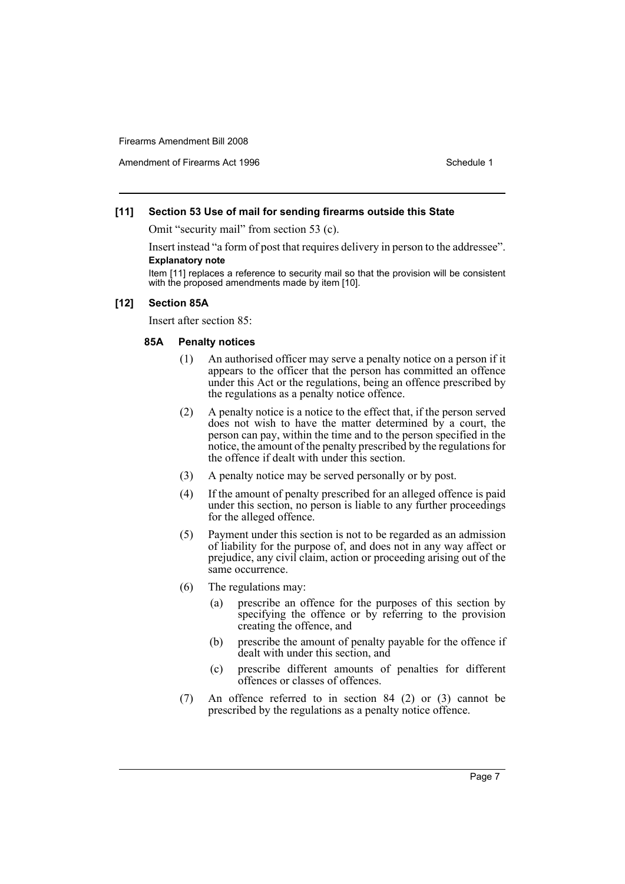### [11] Section 53 Use of mail for sending firearms outside this State

Omit "security mail" from section 53 (c).

Insert instead "a form of post that requires delivery in person to the addressee".

**Explanatory note**

Item [11] replaces a reference to security mail so that the provision will be consistent with the proposed amendments made by item [10].

### [12] Section 85A

Insert after section 85:

#### 85A Penalty notices

(1) An authorised officer may serve a penalty notice on a person if it appears to the officer that the person has committed an offence under this Act or the regulations, being an offence prescribed by the regulations as a penalty notice offence.

(2) A penalty notice is a notice to the effect that, if the person served does not wish to have the matter determined by a court, the person can pay, within the time and to the person specified in the notice, the amount of the penalty prescribed by the regulations for the offence if dealt with under this section.

(3) A penalty notice may be served personally or by post.

(4) If the amount of penalty prescribed for an alleged offence is paid under this section, no person is liable to any further proceedings for the alleged offence.

(5) Payment under this section is not to be regarded as an admission of liability for the purpose of, and does not in any way affect or prejudice, any civil claim, action or proceeding arising out of the same occurrence.

(6) The regulations may:

- (a) prescribe an offence for the purposes of this section by specifying the offence or by referring to the provision creating the offence, and
- (b) prescribe the amount of penalty payable for the offence if dealt with under this section, and
- (c) prescribe different amounts of penalties for different offences or classes of offences.

(7) An offence referred to in section 84 (2) or (3) cannot be prescribed by the regulations as a penalty notice offence.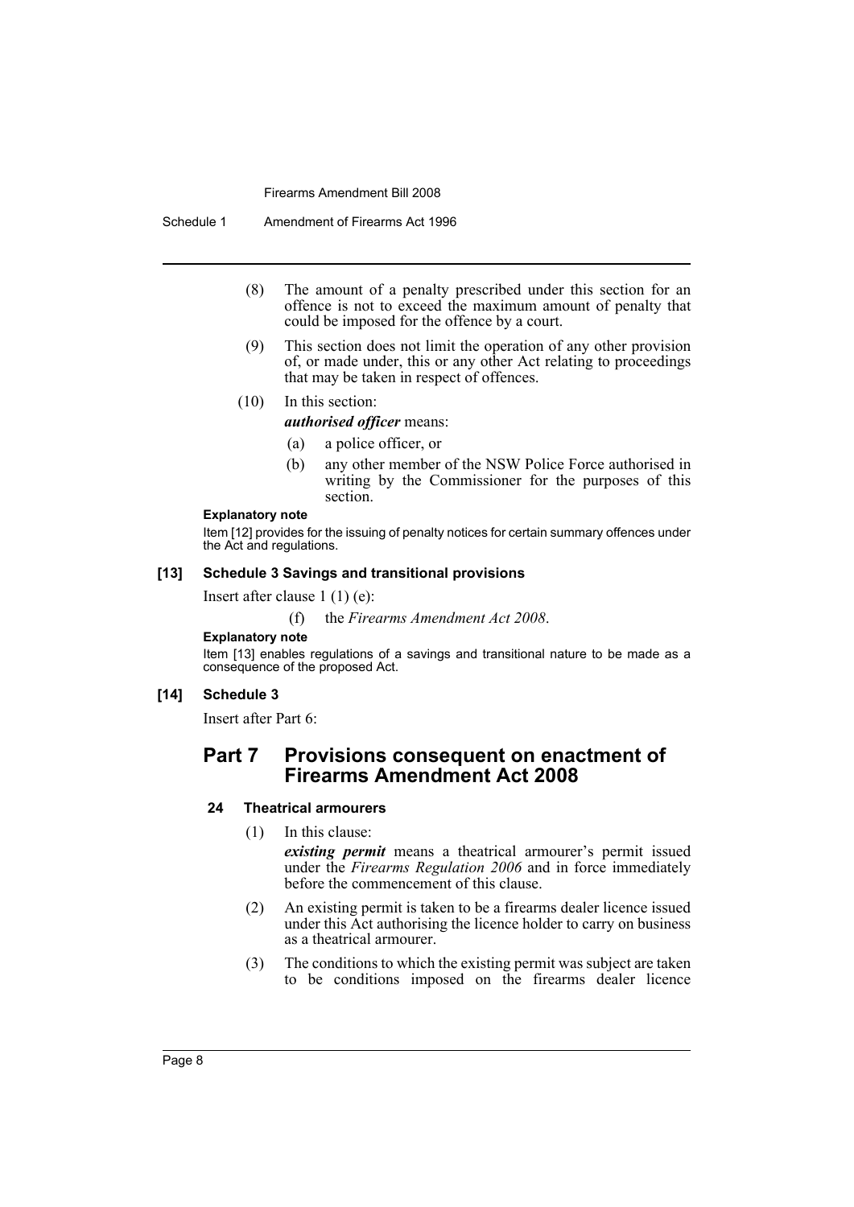(8) The amount of a penalty prescribed under this section for an offence is not to exceed the maximum amount of penalty that could be imposed for the offence by a court.

(9) This section does not limit the operation of any other provision of, or made under, this or any other Act relating to proceedings that may be taken in respect of offences.

(10) In this section:

***authorised officer*** means:

(a) a police officer, or

(b) any other member of the NSW Police Force authorised in writing by the Commissioner for the purposes of this section.

**Explanatory note**

Item [12] provides for the issuing of penalty notices for certain summary offences under the Act and regulations.

**[13] Schedule 3 Savings and transitional provisions**

Insert after clause 1 (1) (e):

(f) the *Firearms Amendment Act 2008*.

**Explanatory note**

Item [13] enables regulations of a savings and transitional nature to be made as a consequence of the proposed Act.

**[14] Schedule 3**

Insert after Part 6:

## Part 7 Provisions consequent on enactment of Firearms Amendment Act 2008

### 24 Theatrical armourers

(1) In this clause:

***existing permit*** means a theatrical armourer's permit issued under the *Firearms Regulation 2006* and in force immediately before the commencement of this clause.

(2) An existing permit is taken to be a firearms dealer licence issued under this Act authorising the licence holder to carry on business as a theatrical armourer.

(3) The conditions to which the existing permit was subject are taken to be conditions imposed on the firearms dealer licence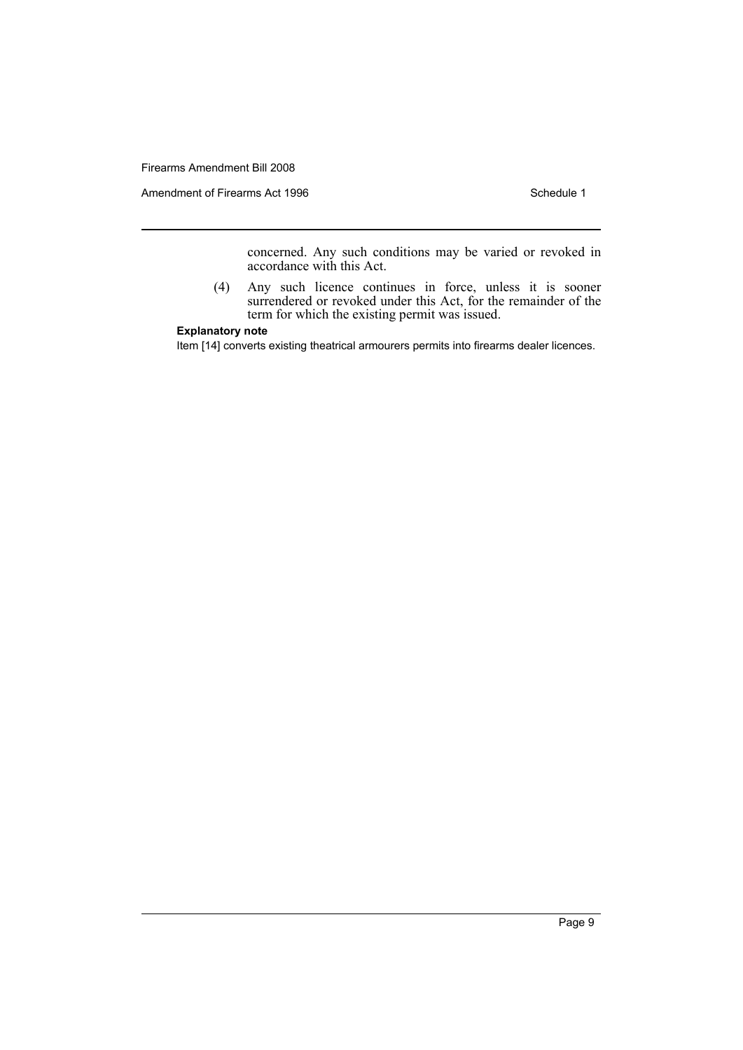concerned. Any such conditions may be varied or revoked in accordance with this Act.

(4) Any such licence continues in force, unless it is sooner surrendered or revoked under this Act, for the remainder of the term for which the existing permit was issued.

**Explanatory note**

Item [14] converts existing theatrical armourers permits into firearms dealer licences.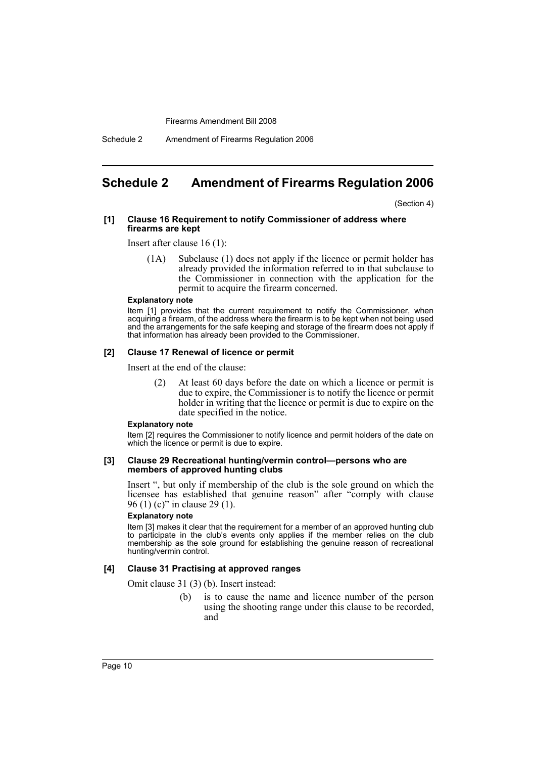## Schedule 2 Amendment of Firearms Regulation 2006

(Section 4)

**[1] Clause 16 Requirement to notify Commissioner of address where firearms are kept**

Insert after clause 16 (1):

> (1A) Subclause (1) does not apply if the licence or permit holder has already provided the information referred to in that subclause to the Commissioner in connection with the application for the permit to acquire the firearm concerned.

**Explanatory note**

Item [1] provides that the current requirement to notify the Commissioner, when acquiring a firearm, of the address where the firearm is to be kept when not being used and the arrangements for the safe keeping and storage of the firearm does not apply if that information has already been provided to the Commissioner.

**[2] Clause 17 Renewal of licence or permit**

Insert at the end of the clause:

> (2) At least 60 days before the date on which a licence or permit is due to expire, the Commissioner is to notify the licence or permit holder in writing that the licence or permit is due to expire on the date specified in the notice.

**Explanatory note**

Item [2] requires the Commissioner to notify licence and permit holders of the date on which the licence or permit is due to expire.

**[3] Clause 29 Recreational hunting/vermin control—persons who are members of approved hunting clubs**

Insert ", but only if membership of the club is the sole ground on which the licensee has established that genuine reason" after "comply with clause 96 (1) (c)" in clause 29 (1).

**Explanatory note**

Item [3] makes it clear that the requirement for a member of an approved hunting club to participate in the club's events only applies if the member relies on the club membership as the sole ground for establishing the genuine reason of recreational hunting/vermin control.

**[4] Clause 31 Practising at approved ranges**

Omit clause 31 (3) (b). Insert instead:

> (b) is to cause the name and licence number of the person using the shooting range under this clause to be recorded, and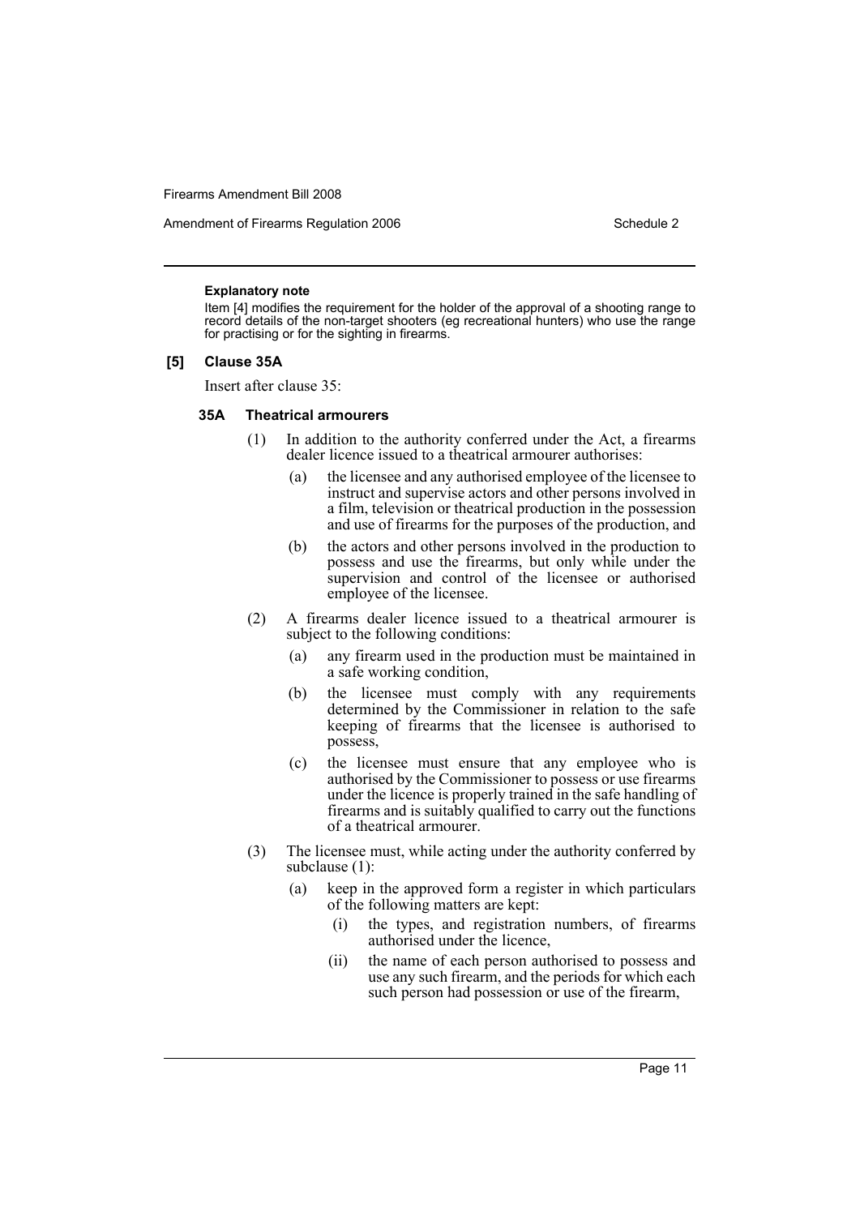#### Explanatory note

Item [4] modifies the requirement for the holder of the approval of a shooting range to record details of the non-target shooters (eg recreational hunters) who use the range for practising or for the sighting in firearms.

### [5] Clause 35A

Insert after clause 35:

#### 35A Theatrical armourers

(1) In addition to the authority conferred under the Act, a firearms dealer licence issued to a theatrical armourer authorises:

- (a) the licensee and any authorised employee of the licensee to instruct and supervise actors and other persons involved in a film, television or theatrical production in the possession and use of firearms for the purposes of the production, and
- (b) the actors and other persons involved in the production to possess and use the firearms, but only while under the supervision and control of the licensee or authorised employee of the licensee.

(2) A firearms dealer licence issued to a theatrical armourer is subject to the following conditions:

- (a) any firearm used in the production must be maintained in a safe working condition,
- (b) the licensee must comply with any requirements determined by the Commissioner in relation to the safe keeping of firearms that the licensee is authorised to possess,
- (c) the licensee must ensure that any employee who is authorised by the Commissioner to possess or use firearms under the licence is properly trained in the safe handling of firearms and is suitably qualified to carry out the functions of a theatrical armourer.

(3) The licensee must, while acting under the authority conferred by subclause (1):

- (a) keep in the approved form a register in which particulars of the following matters are kept:
  - (i) the types, and registration numbers, of firearms authorised under the licence,
  - (ii) the name of each person authorised to possess and use any such firearm, and the periods for which each such person had possession or use of the firearm,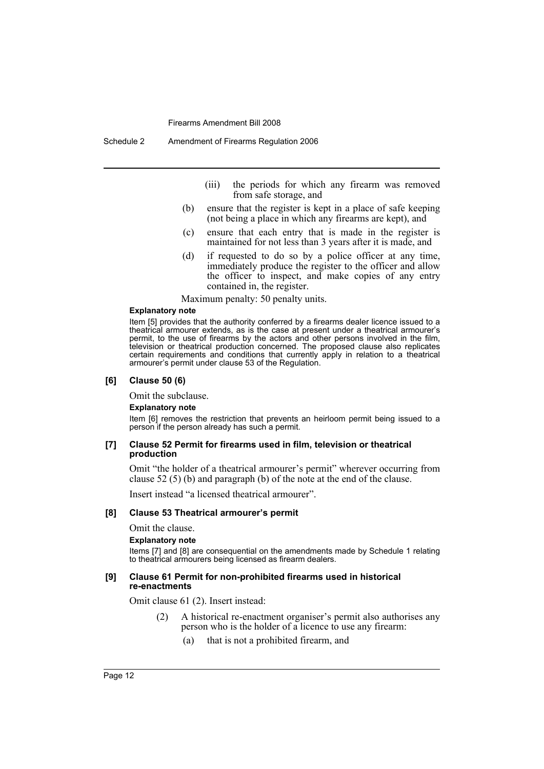(iii) the periods for which any firearm was removed from safe storage, and

(b) ensure that the register is kept in a place of safe keeping (not being a place in which any firearms are kept), and

(c) ensure that each entry that is made in the register is maintained for not less than 3 years after it is made, and

(d) if requested to do so by a police officer at any time, immediately produce the register to the officer and allow the officer to inspect, and make copies of any entry contained in, the register.

Maximum penalty: 50 penalty units.

**Explanatory note**

Item [5] provides that the authority conferred by a firearms dealer licence issued to a theatrical armourer extends, as is the case at present under a theatrical armourer's permit, to the use of firearms by the actors and other persons involved in the film, television or theatrical production concerned. The proposed clause also replicates certain requirements and conditions that currently apply in relation to a theatrical armourer's permit under clause 53 of the Regulation.

#### [6] Clause 50 (6)

Omit the subclause.

**Explanatory note**

Item [6] removes the restriction that prevents an heirloom permit being issued to a person if the person already has such a permit.

#### [7] Clause 52 Permit for firearms used in film, television or theatrical production

Omit "the holder of a theatrical armourer's permit" wherever occurring from clause 52 (5) (b) and paragraph (b) of the note at the end of the clause.

Insert instead "a licensed theatrical armourer".

#### [8] Clause 53 Theatrical armourer's permit

Omit the clause.

**Explanatory note**

Items [7] and [8] are consequential on the amendments made by Schedule 1 relating to theatrical armourers being licensed as firearm dealers.

#### [9] Clause 61 Permit for non-prohibited firearms used in historical re-enactments

Omit clause 61 (2). Insert instead:

(2) A historical re-enactment organiser's permit also authorises any person who is the holder of a licence to use any firearm:

(a) that is not a prohibited firearm, and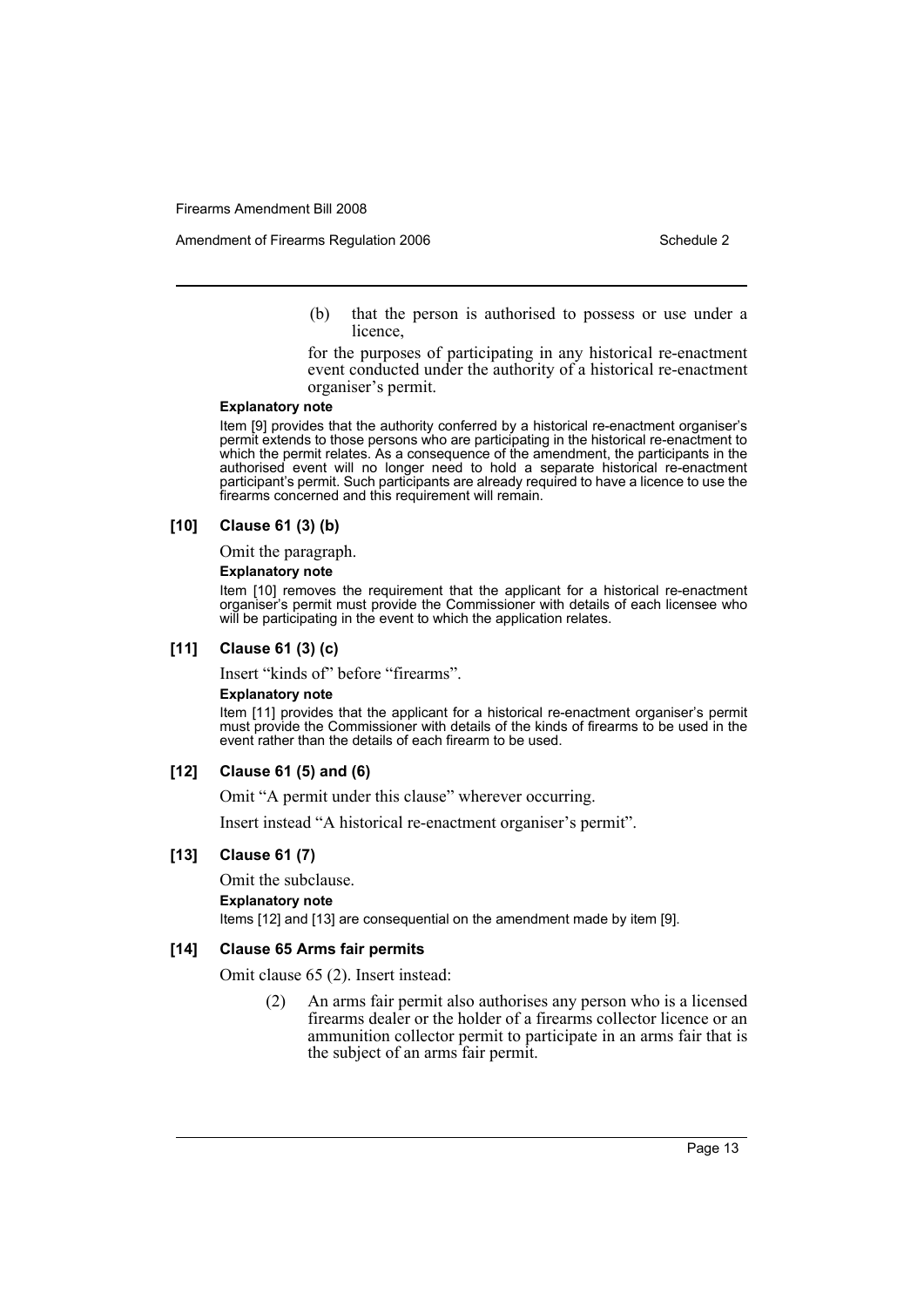(b) that the person is authorised to possess or use under a licence,

for the purposes of participating in any historical re-enactment event conducted under the authority of a historical re-enactment organiser's permit.

**Explanatory note**

Item [9] provides that the authority conferred by a historical re-enactment organiser's permit extends to those persons who are participating in the historical re-enactment to which the permit relates. As a consequence of the amendment, the participants in the authorised event will no longer need to hold a separate historical re-enactment participant's permit. Such participants are already required to have a licence to use the firearms concerned and this requirement will remain.

### [10] Clause 61 (3) (b)

Omit the paragraph.

**Explanatory note**

Item [10] removes the requirement that the applicant for a historical re-enactment organiser's permit must provide the Commissioner with details of each licensee who will be participating in the event to which the application relates.

### [11] Clause 61 (3) (c)

Insert "kinds of" before "firearms".

**Explanatory note**

Item [11] provides that the applicant for a historical re-enactment organiser's permit must provide the Commissioner with details of the kinds of firearms to be used in the event rather than the details of each firearm to be used.

### [12] Clause 61 (5) and (6)

Omit "A permit under this clause" wherever occurring.

Insert instead "A historical re-enactment organiser's permit".

### [13] Clause 61 (7)

Omit the subclause.

**Explanatory note**

Items [12] and [13] are consequential on the amendment made by item [9].

### [14] Clause 65 Arms fair permits

Omit clause 65 (2). Insert instead:

(2) An arms fair permit also authorises any person who is a licensed firearms dealer or the holder of a firearms collector licence or an ammunition collector permit to participate in an arms fair that is the subject of an arms fair permit.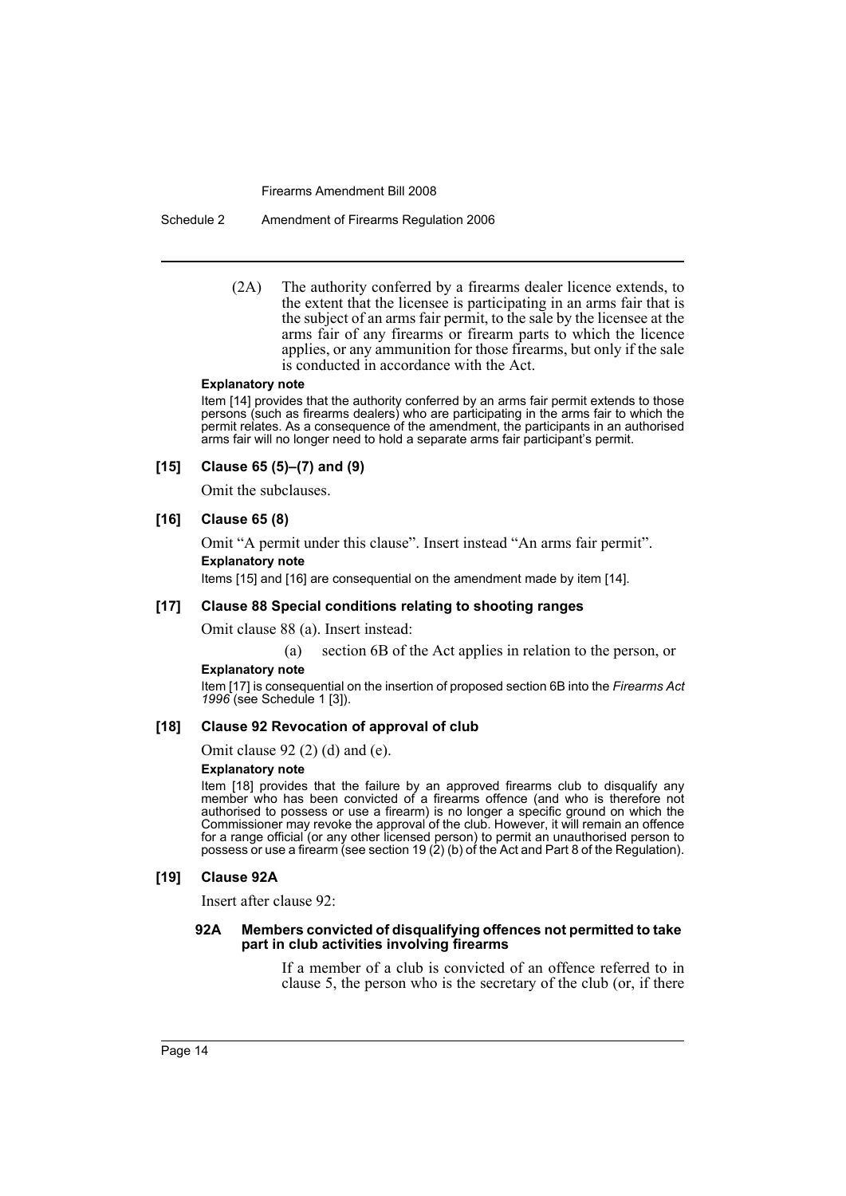(2A) The authority conferred by a firearms dealer licence extends, to the extent that the licensee is participating in an arms fair that is the subject of an arms fair permit, to the sale by the licensee at the arms fair of any firearms or firearm parts to which the licence applies, or any ammunition for those firearms, but only if the sale is conducted in accordance with the Act.

**Explanatory note**

Item [14] provides that the authority conferred by an arms fair permit extends to those persons (such as firearms dealers) who are participating in the arms fair to which the permit relates. As a consequence of the amendment, the participants in an authorised arms fair will no longer need to hold a separate arms fair participant's permit.

### [15] Clause 65 (5)–(7) and (9)

Omit the subclauses.

### [16] Clause 65 (8)

Omit "A permit under this clause". Insert instead "An arms fair permit".

**Explanatory note**

Items [15] and [16] are consequential on the amendment made by item [14].

### [17] Clause 88 Special conditions relating to shooting ranges

Omit clause 88 (a). Insert instead:

(a) section 6B of the Act applies in relation to the person, or

**Explanatory note**

Item [17] is consequential on the insertion of proposed section 6B into the *Firearms Act 1996* (see Schedule 1 [3]).

### [18] Clause 92 Revocation of approval of club

Omit clause 92 (2) (d) and (e).

**Explanatory note**

Item [18] provides that the failure by an approved firearms club to disqualify any member who has been convicted of a firearms offence (and who is therefore not authorised to possess or use a firearm) is no longer a specific ground on which the Commissioner may revoke the approval of the club. However, it will remain an offence for a range official (or any other licensed person) to permit an unauthorised person to possess or use a firearm (see section 19 (2) (b) of the Act and Part 8 of the Regulation).

### [19] Clause 92A

Insert after clause 92:

#### 92A Members convicted of disqualifying offences not permitted to take part in club activities involving firearms

If a member of a club is convicted of an offence referred to in clause 5, the person who is the secretary of the club (or, if there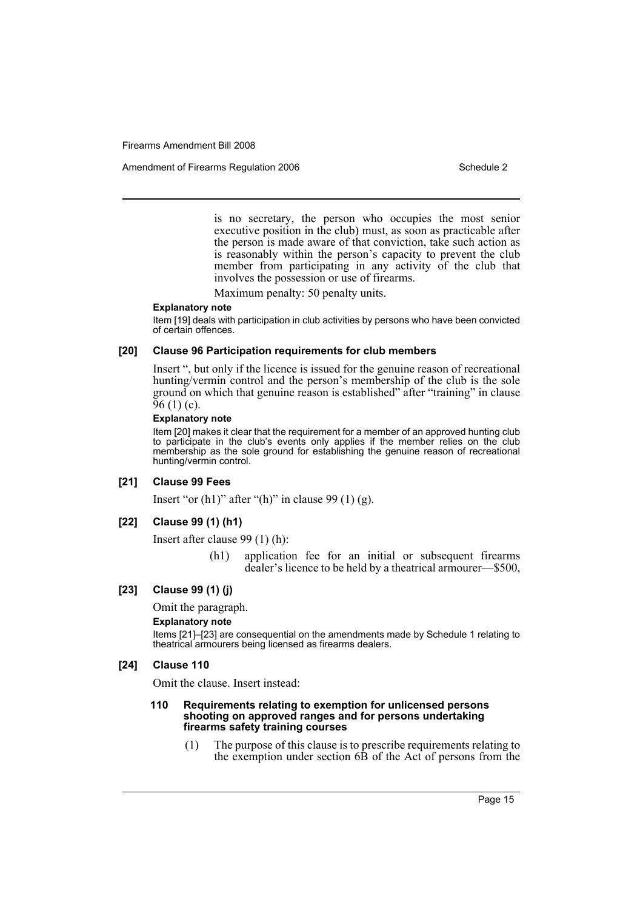is no secretary, the person who occupies the most senior executive position in the club) must, as soon as practicable after the person is made aware of that conviction, take such action as is reasonably within the person's capacity to prevent the club member from participating in any activity of the club that involves the possession or use of firearms.

Maximum penalty: 50 penalty units.

**Explanatory note**

Item [19] deals with participation in club activities by persons who have been convicted of certain offences.

### [20] Clause 96 Participation requirements for club members

Insert ", but only if the licence is issued for the genuine reason of recreational hunting/vermin control and the person's membership of the club is the sole ground on which that genuine reason is established" after "training" in clause 96 (1) (c).

**Explanatory note**

Item [20] makes it clear that the requirement for a member of an approved hunting club to participate in the club's events only applies if the member relies on the club membership as the sole ground for establishing the genuine reason of recreational hunting/vermin control.

### [21] Clause 99 Fees

Insert "or (h1)" after "(h)" in clause 99 (1) (g).

### [22] Clause 99 (1) (h1)

Insert after clause 99 (1) (h):

> (h1) application fee for an initial or subsequent firearms dealer's licence to be held by a theatrical armourer—$500,

### [23] Clause 99 (1) (j)

Omit the paragraph.

**Explanatory note**

Items [21]–[23] are consequential on the amendments made by Schedule 1 relating to theatrical armourers being licensed as firearms dealers.

### [24] Clause 110

Omit the clause. Insert instead:

#### 110 Requirements relating to exemption for unlicensed persons shooting on approved ranges and for persons undertaking firearms safety training courses

(1) The purpose of this clause is to prescribe requirements relating to the exemption under section 6B of the Act of persons from the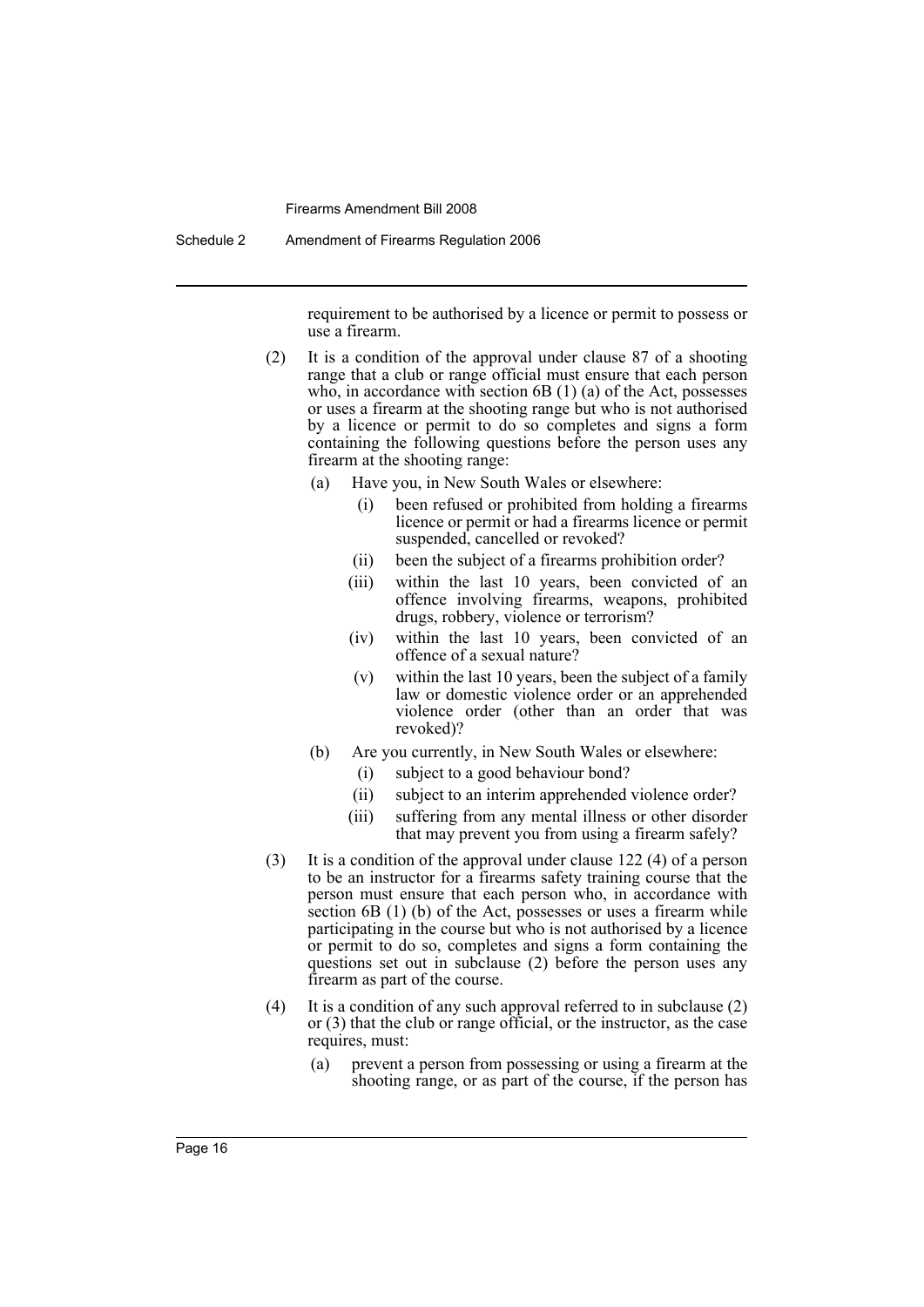requirement to be authorised by a licence or permit to possess or use a firearm.

(2) It is a condition of the approval under clause 87 of a shooting range that a club or range official must ensure that each person who, in accordance with section 6B (1) (a) of the Act, possesses or uses a firearm at the shooting range but who is not authorised by a licence or permit to do so completes and signs a form containing the following questions before the person uses any firearm at the shooting range:

- (a) Have you, in New South Wales or elsewhere:
  - (i) been refused or prohibited from holding a firearms licence or permit or had a firearms licence or permit suspended, cancelled or revoked?
  - (ii) been the subject of a firearms prohibition order?
  - (iii) within the last 10 years, been convicted of an offence involving firearms, weapons, prohibited drugs, robbery, violence or terrorism?
  - (iv) within the last 10 years, been convicted of an offence of a sexual nature?
  - (v) within the last 10 years, been the subject of a family law or domestic violence order or an apprehended violence order (other than an order that was revoked)?
- (b) Are you currently, in New South Wales or elsewhere:
  - (i) subject to a good behaviour bond?
  - (ii) subject to an interim apprehended violence order?
  - (iii) suffering from any mental illness or other disorder that may prevent you from using a firearm safely?

(3) It is a condition of the approval under clause 122 (4) of a person to be an instructor for a firearms safety training course that the person must ensure that each person who, in accordance with section 6B (1) (b) of the Act, possesses or uses a firearm while participating in the course but who is not authorised by a licence or permit to do so, completes and signs a form containing the questions set out in subclause (2) before the person uses any firearm as part of the course.

(4) It is a condition of any such approval referred to in subclause (2) or (3) that the club or range official, or the instructor, as the case requires, must:

- (a) prevent a person from possessing or using a firearm at the shooting range, or as part of the course, if the person has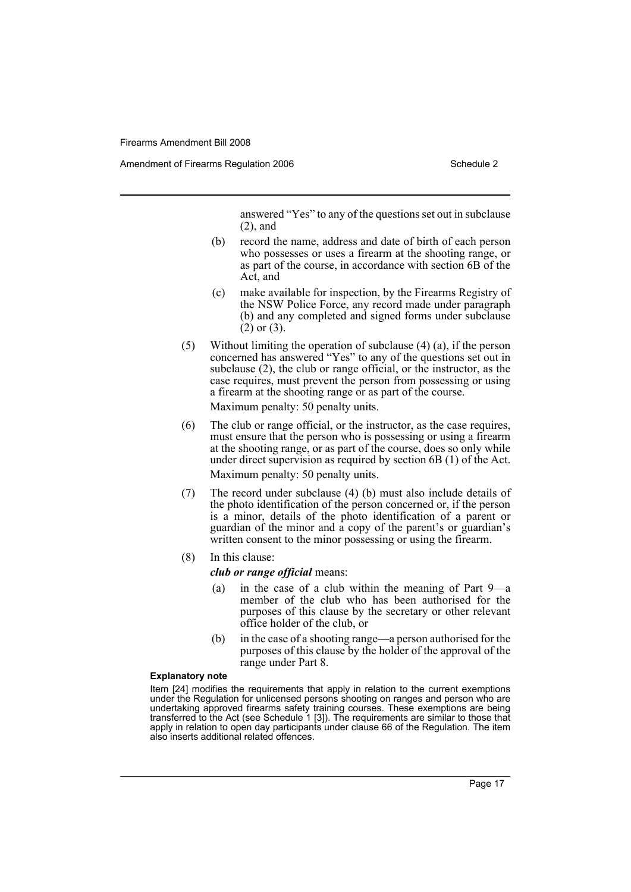answered "Yes" to any of the questions set out in subclause (2), and

(b) record the name, address and date of birth of each person who possesses or uses a firearm at the shooting range, or as part of the course, in accordance with section 6B of the Act, and

(c) make available for inspection, by the Firearms Registry of the NSW Police Force, any record made under paragraph (b) and any completed and signed forms under subclause (2) or (3).

(5) Without limiting the operation of subclause (4) (a), if the person concerned has answered "Yes" to any of the questions set out in subclause (2), the club or range official, or the instructor, as the case requires, must prevent the person from possessing or using a firearm at the shooting range or as part of the course.

Maximum penalty: 50 penalty units.

(6) The club or range official, or the instructor, as the case requires, must ensure that the person who is possessing or using a firearm at the shooting range, or as part of the course, does so only while under direct supervision as required by section 6B (1) of the Act.

Maximum penalty: 50 penalty units.

(7) The record under subclause (4) (b) must also include details of the photo identification of the person concerned or, if the person is a minor, details of the photo identification of a parent or guardian of the minor and a copy of the parent's or guardian's written consent to the minor possessing or using the firearm.

(8) In this clause:

***club or range official*** means:

(a) in the case of a club within the meaning of Part 9—a member of the club who has been authorised for the purposes of this clause by the secretary or other relevant office holder of the club, or

(b) in the case of a shooting range—a person authorised for the purposes of this clause by the holder of the approval of the range under Part 8.

**Explanatory note**

Item [24] modifies the requirements that apply in relation to the current exemptions under the Regulation for unlicensed persons shooting on ranges and person who are undertaking approved firearms safety training courses. These exemptions are being transferred to the Act (see Schedule 1 [3]). The requirements are similar to those that apply in relation to open day participants under clause 66 of the Regulation. The item also inserts additional related offences.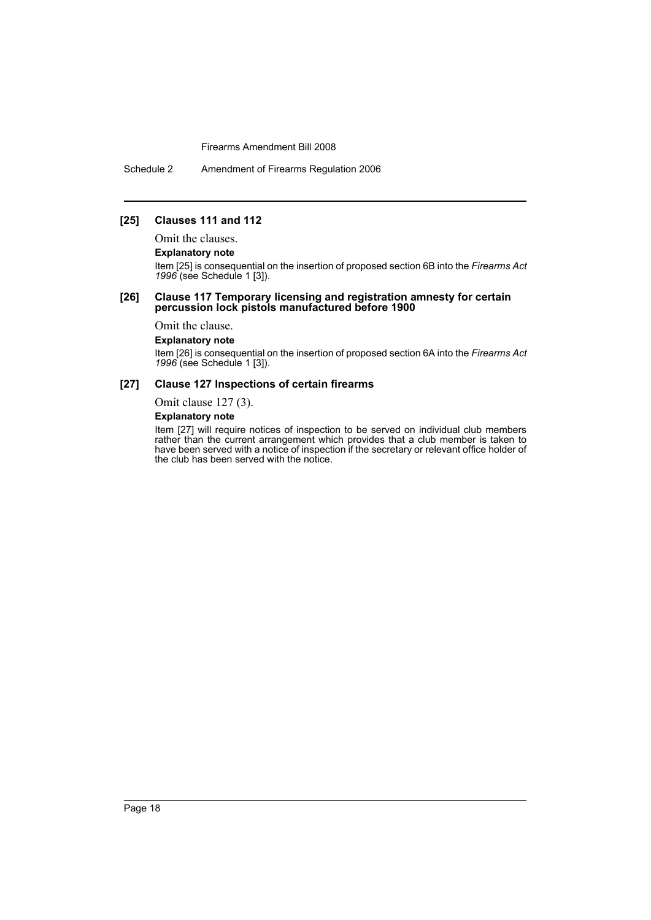### [25] Clauses 111 and 112

Omit the clauses.

**Explanatory note**

Item [25] is consequential on the insertion of proposed section 6B into the *Firearms Act 1996* (see Schedule 1 [3]).

### [26] Clause 117 Temporary licensing and registration amnesty for certain percussion lock pistols manufactured before 1900

Omit the clause.

**Explanatory note**

Item [26] is consequential on the insertion of proposed section 6A into the *Firearms Act 1996* (see Schedule 1 [3]).

### [27] Clause 127 Inspections of certain firearms

Omit clause 127 (3).

**Explanatory note**

Item [27] will require notices of inspection to be served on individual club members rather than the current arrangement which provides that a club member is taken to have been served with a notice of inspection if the secretary or relevant office holder of the club has been served with the notice.